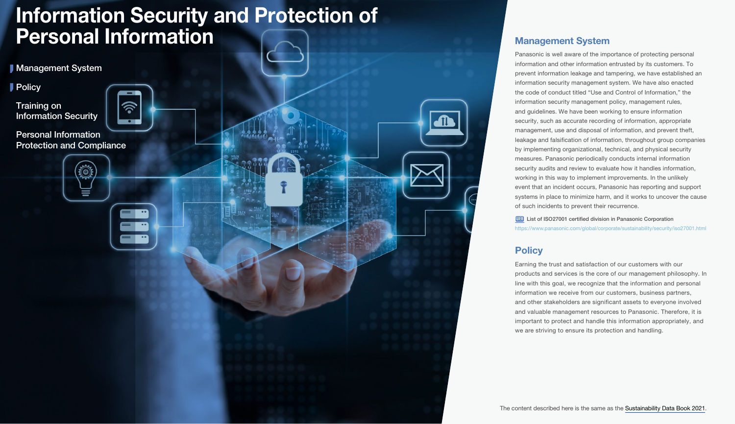# Information Security and Protection of Personal Information

- Management System
- Policy
- Training on Information Security
- Personal Information Protection and Compliance

## Management System

Panasonic is well aware of the importance of protecting personal information and other information entrusted by its customers. To prevent information leakage and tampering, we have established an information security management system. We have also enacted the code of conduct titled "Use and Control of Information," the information security management policy, management rules, and guidelines. We have been working to ensure information security, such as accurate recording of information, appropriate management, use and disposal of information, and prevent theft, leakage and falsification of information, throughout group companies by implementing organizational, technical, and physical security measures. Panasonic periodically conducts internal information security audits and review to evaluate how it handles information, working in this way to implement improvements. In the unlikely event that an incident occurs, Panasonic has reporting and support systems in place to minimize harm, and it works to uncover the cause of such incidents to prevent their recurrence.

WEB List of ISO27001 certified division in Panasonic Corporation
https://www.panasonic.com/global/corporate/sustainability/security/iso27001.html

## Policy

Earning the trust and satisfaction of our customers with our products and services is the core of our management philosophy. In line with this goal, we recognize that the information and personal information we receive from our customers, business partners, and other stakeholders are significant assets to everyone involved and valuable management resources to Panasonic. Therefore, it is important to protect and handle this information appropriately, and we are striving to ensure its protection and handling.

The content described here is the same as the Sustainability Data Book 2021.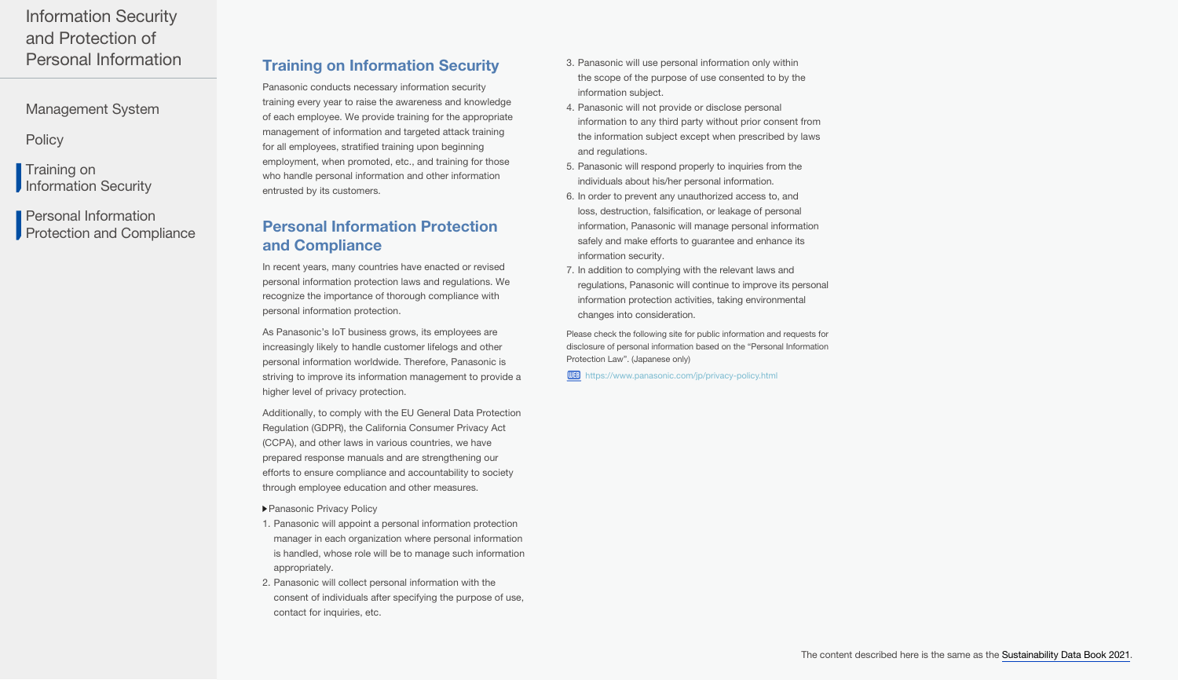## Training on Information Security

Panasonic conducts necessary information security training every year to raise the awareness and knowledge of each employee. We provide training for the appropriate management of information and targeted attack training for all employees, stratified training upon beginning employment, when promoted, etc., and training for those who handle personal information and other information entrusted by its customers.

## Personal Information Protection and Compliance

In recent years, many countries have enacted or revised personal information protection laws and regulations. We recognize the importance of thorough compliance with personal information protection.

As Panasonic's IoT business grows, its employees are increasingly likely to handle customer lifelogs and other personal information worldwide. Therefore, Panasonic is striving to improve its information management to provide a higher level of privacy protection.

Additionally, to comply with the EU General Data Protection Regulation (GDPR), the California Consumer Privacy Act (CCPA), and other laws in various countries, we have prepared response manuals and are strengthening our efforts to ensure compliance and accountability to society through employee education and other measures.

▶Panasonic Privacy Policy

1. Panasonic will appoint a personal information protection manager in each organization where personal information is handled, whose role will be to manage such information appropriately.
2. Panasonic will collect personal information with the consent of individuals after specifying the purpose of use, contact for inquiries, etc.
3. Panasonic will use personal information only within the scope of the purpose of use consented to by the information subject.
4. Panasonic will not provide or disclose personal information to any third party without prior consent from the information subject except when prescribed by laws and regulations.
5. Panasonic will respond properly to inquiries from the individuals about his/her personal information.
6. In order to prevent any unauthorized access to, and loss, destruction, falsification, or leakage of personal information, Panasonic will manage personal information safely and make efforts to guarantee and enhance its information security.
7. In addition to complying with the relevant laws and regulations, Panasonic will continue to improve its personal information protection activities, taking environmental changes into consideration.

Please check the following site for public information and requests for disclosure of personal information based on the "Personal Information Protection Law". (Japanese only)

WEB https://www.panasonic.com/jp/privacy-policy.html

The content described here is the same as the Sustainability Data Book 2021.